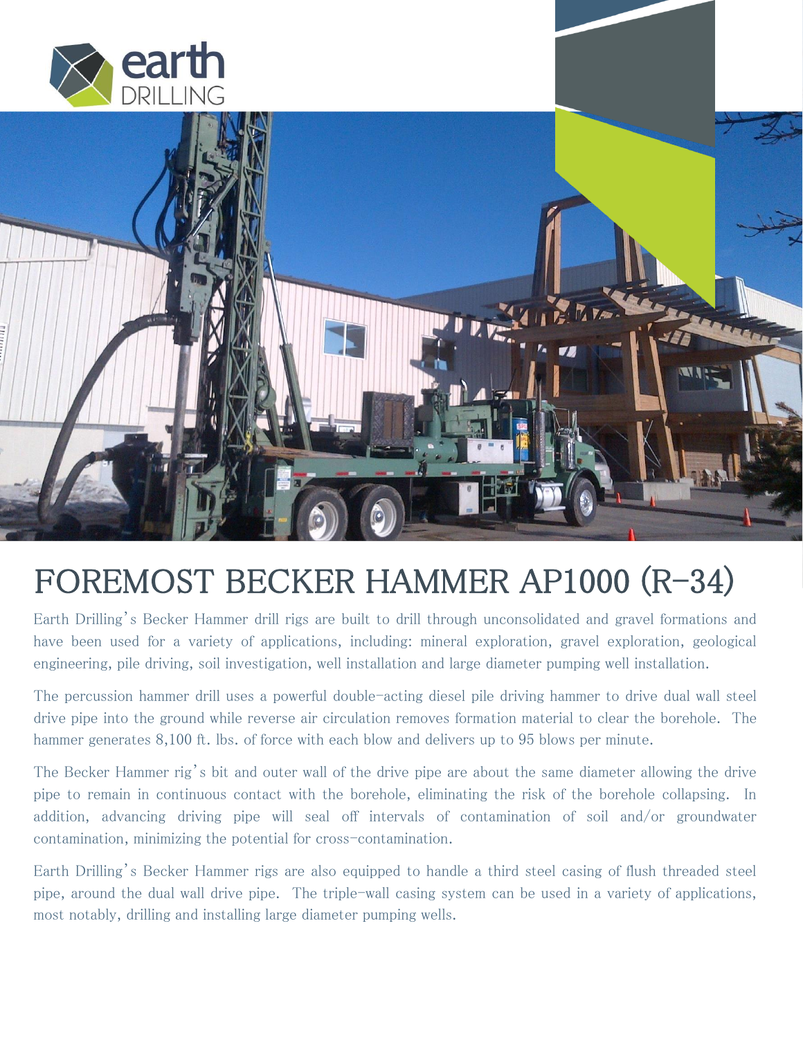# FOREMOST BECKER HAMMER AP1000 (R-34)

Earth Drilling's Becker Hammer drill rigs are built to drill through unconsolidated and gravel formations and have been used for a variety of applications, including: mineral exploration, gravel exploration, geological engineering, pile driving, soil investigation, well installation and large diameter pumping well installation.

The percussion hammer drill uses a powerful double-acting diesel pile driving hammer to drive dual wall steel drive pipe into the ground while reverse air circulation removes formation material to clear the borehole. The hammer generates 8,100 ft. lbs. of force with each blow and delivers up to 95 blows per minute.

The Becker Hammer rig's bit and outer wall of the drive pipe are about the same diameter allowing the drive pipe to remain in continuous contact with the borehole, eliminating the risk of the borehole collapsing. In addition, advancing driving pipe will seal off intervals of contamination of soil and/or groundwater contamination, minimizing the potential for cross-contamination.

Earth Drilling's Becker Hammer rigs are also equipped to handle a third steel casing of flush threaded steel pipe, around the dual wall drive pipe. The triple-wall casing system can be used in a variety of applications, most notably, drilling and installing large diameter pumping wells.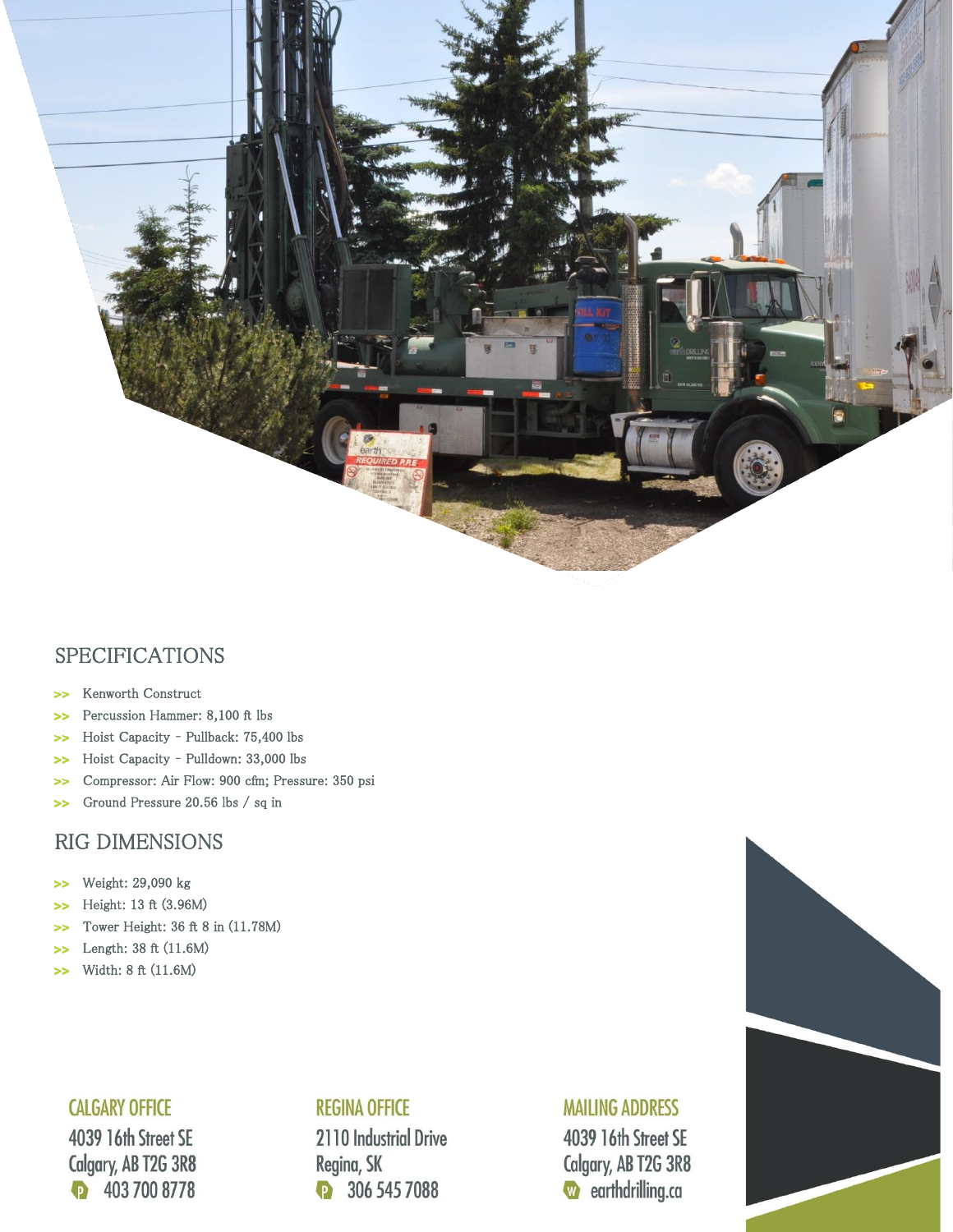## SPECIFICATIONS

- Kenworth Construct
- Percussion Hammer: 8,100 ft lbs
- Hoist Capacity - Pullback: 75,400 lbs
- Hoist Capacity - Pulldown: 33,000 lbs
- Compressor: Air Flow: 900 cfm; Pressure: 350 psi
- Ground Pressure 20.56 lbs / sq in

## RIG DIMENSIONS

- Weight: 29,090 kg
- Height: 13 ft (3.96M)
- Tower Height: 36 ft 8 in (11.78M)
- Length: 38 ft (11.6M)
- Width: 8 ft (11.6M)

**CALGARY OFFICE**
4039 16th Street SE
Calgary, AB T2G 3R8
P 403 700 8778

**REGINA OFFICE**
2110 Industrial Drive
Regina, SK
P 306 545 7088

**MAILING ADDRESS**
4039 16th Street SE
Calgary, AB T2G 3R8
W earthdrilling.ca